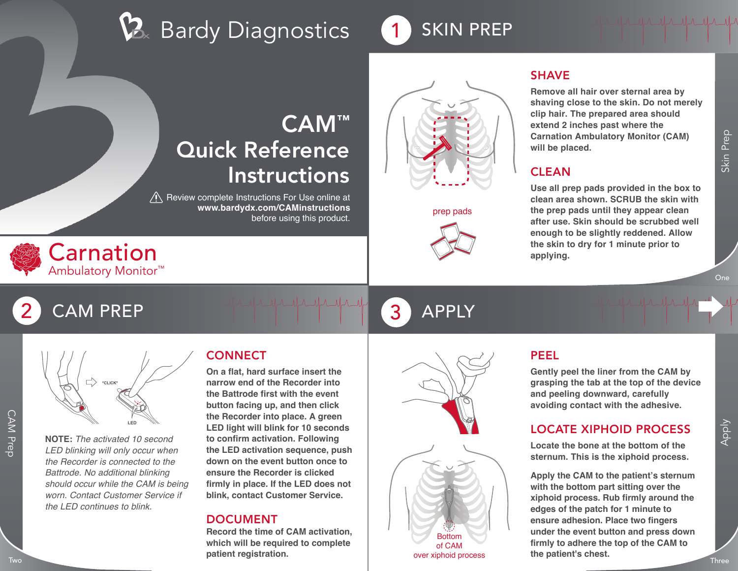# Bardy Diagnostics

## CAM™ Quick Reference Instructions

⚠ Review complete Instructions For Use online at **www.bardydx.com/CAMinstructions** before using this product.

**Carnation** Ambulatory Monitor™

## 1 SKIN PREP

prep pads

### SHAVE

**Remove all hair over sternal area by shaving close to the skin. Do not merely clip hair. The prepared area should extend 2 inches past where the Carnation Ambulatory Monitor (CAM) will be placed.**

### CLEAN

**Use all prep pads provided in the box to clean area shown. SCRUB the skin with the prep pads until they appear clean after use. Skin should be scrubbed well enough to be slightly reddened. Allow the skin to dry for 1 minute prior to applying.**

## 2 CAM PREP

*CLICK*

LED

**NOTE:** *The activated 10 second LED blinking will only occur when the Recorder is connected to the Battrode. No additional blinking should occur while the CAM is being worn. Contact Customer Service if the LED continues to blink.*

### CONNECT

**On a flat, hard surface insert the narrow end of the Recorder into the Battrode first with the event button facing up, and then click the Recorder into place. A green LED light will blink for 10 seconds to confirm activation. Following the LED activation sequence, push down on the event button once to ensure the Recorder is clicked firmly in place. If the LED does not blink, contact Customer Service.**

### DOCUMENT

**Record the time of CAM activation, which will be required to complete patient registration.**

## 3 APPLY

### PEEL

**Gently peel the liner from the CAM by grasping the tab at the top of the device and peeling downward, carefully avoiding contact with the adhesive.**

### LOCATE XIPHOID PROCESS

**Locate the bone at the bottom of the sternum. This is the xiphoid process.**

**Apply the CAM to the patient's sternum with the bottom part sitting over the xiphoid process. Rub firmly around the edges of the patch for 1 minute to ensure adhesion. Place two fingers under the event button and press down firmly to adhere the top of the CAM to the patient's chest.**

Bottom of CAM over xiphoid process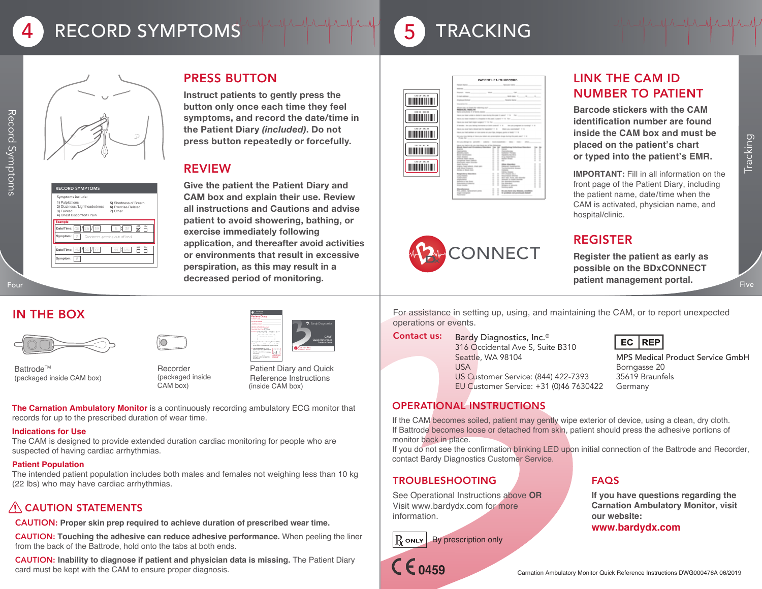# 4 RECORD SYMPTOMS

## PRESS BUTTON

**Instruct patients to gently press the button only once each time they feel symptoms, and record the date/time in the Patient Diary *(included)*. Do not press button repeatedly or forcefully.**

RECORD SYMPTOMS

Symptoms include:
1) Palpitations
2) Dizziness / Lightheadedness
3) Fainted
4) Chest Discomfort / Pain
5) Shortness of Breath
6) Exercise-Related
7) Other

Example

Date/Time: AM PM

Symptom: 2 Dizziness getting out of bed

Date/Time: AM PM

Symptom:

## REVIEW

**Give the patient the Patient Diary and CAM box and explain their use. Review all instructions and Cautions and advise patient to avoid showering, bathing, or exercise immediately following application, and thereafter avoid activities or environments that result in excessive perspiration, as this may result in a decreased period of monitoring.**

# 5 TRACKING

## LINK THE CAM ID NUMBER TO PATIENT

**Barcode stickers with the CAM identification number are found inside the CAM box and must be placed on the patient's chart or typed into the patient's EMR.**

**IMPORTANT:** Fill in all information on the front page of the Patient Diary, including the patient name, date/time when the CAM is activated, physician name, and hospital/clinic.

CONNECT

## REGISTER

**Register the patient as early as possible on the BDxCONNECT patient management portal.**

## IN THE BOX

Battrode™ (packaged inside CAM box)

Recorder (packaged inside CAM box)

Patient Diary and Quick Reference Instructions (inside CAM box)

**The Carnation Ambulatory Monitor** is a continuously recording ambulatory ECG monitor that records for up to the prescribed duration of wear time.

**Indications for Use**
The CAM is designed to provide extended duration cardiac monitoring for people who are suspected of having cardiac arrhythmias.

**Patient Population**
The intended patient population includes both males and females not weighing less than 10 kg (22 lbs) who may have cardiac arrhythmias.

## ⚠ CAUTION STATEMENTS

CAUTION: **Proper skin prep required to achieve duration of prescribed wear time.**

CAUTION: **Touching the adhesive can reduce adhesive performance.** When peeling the liner from the back of the Battrode, hold onto the tabs at both ends.

CAUTION: **Inability to diagnose if patient and physician data is missing.** The Patient Diary card must be kept with the CAM to ensure proper diagnosis.

For assistance in setting up, using, and maintaining the CAM, or to report unexpected operations or events.

**Contact us:**

Bardy Diagnostics, Inc.®
316 Occidental Ave S, Suite B310
Seattle, WA 98104
USA
US Customer Service: (844) 422-7393
EU Customer Service: +31 (0)46 7630422

EC REP
MPS Medical Product Service GmbH
Borngasse 20
35619 Braunfels
Germany

## OPERATIONAL INSTRUCTIONS

If the CAM becomes soiled, patient may gently wipe exterior of device, using a clean, dry cloth.
If Battrode becomes loose or detached from skin, patient should press the adhesive portions of monitor back in place.
If you do not see the confirmation blinking LED upon initial connection of the Battrode and Recorder, contact Bardy Diagnostics Customer Service.

## TROUBLESHOOTING

See Operational Instructions above **OR**
Visit www.bardydx.com for more information.

## FAQS

**If you have questions regarding the Carnation Ambulatory Monitor, visit our website:**
**www.bardydx.com**

℞ ONLY By prescription only

CE 0459

Carnation Ambulatory Monitor Quick Reference Instructions DWG000476A 06/2019